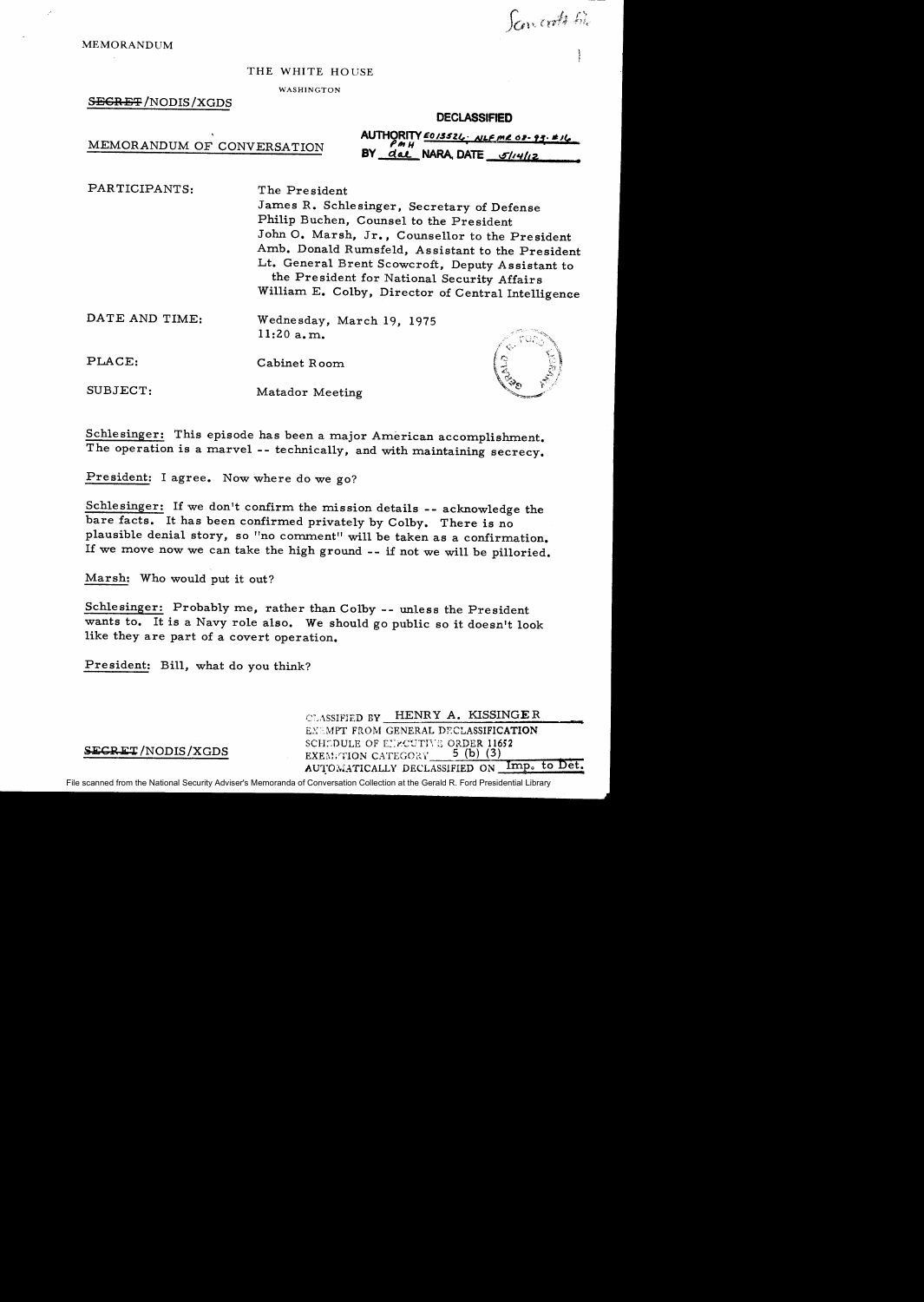Scowcroft file

MEMORANDUM

THE WHITE HOUSE

WASHINGTON

~~SECRET~~/NODIS/XGDS

**DECLASSIFIED**

AUTHORITY E0 13526; NLF MR 08-99; #16
PMH
BY dal NARA, DATE 5/14/12

MEMORANDUM OF CONVERSATION

| | |
|---|---|
| PARTICIPANTS: | The President<br>James R. Schlesinger, Secretary of Defense<br>Philip Buchen, Counsel to the President<br>John O. Marsh, Jr., Counsellor to the President<br>Amb. Donald Rumsfeld, Assistant to the President<br>Lt. General Brent Scowcroft, Deputy Assistant to the President for National Security Affairs<br>William E. Colby, Director of Central Intelligence |
| DATE AND TIME: | Wednesday, March 19, 1975<br>11:20 a.m. |
| PLACE: | Cabinet Room |
| SUBJECT: | Matador Meeting |

Schlesinger: This episode has been a major American accomplishment. The operation is a marvel -- technically, and with maintaining secrecy.

President: I agree. Now where do we go?

Schlesinger: If we don't confirm the mission details -- acknowledge the bare facts. It has been confirmed privately by Colby. There is no plausible denial story, so "no comment" will be taken as a confirmation. If we move now we can take the high ground -- if not we will be pilloried.

Marsh: Who would put it out?

Schlesinger: Probably me, rather than Colby -- unless the President wants to. It is a Navy role also. We should go public so it doesn't look like they are part of a covert operation.

President: Bill, what do you think?

~~SECRET~~/NODIS/XGDS

CLASSIFIED BY HENRY A. KISSINGER
EXEMPT FROM GENERAL DECLASSIFICATION
SCHEDULE OF EXECUTIVE ORDER 11652
EXEMPTION CATEGORY 5 (b) (3)
AUTOMATICALLY DECLASSIFIED ON Imp. to Det.

File scanned from the National Security Adviser's Memoranda of Conversation Collection at the Gerald R. Ford Presidential Library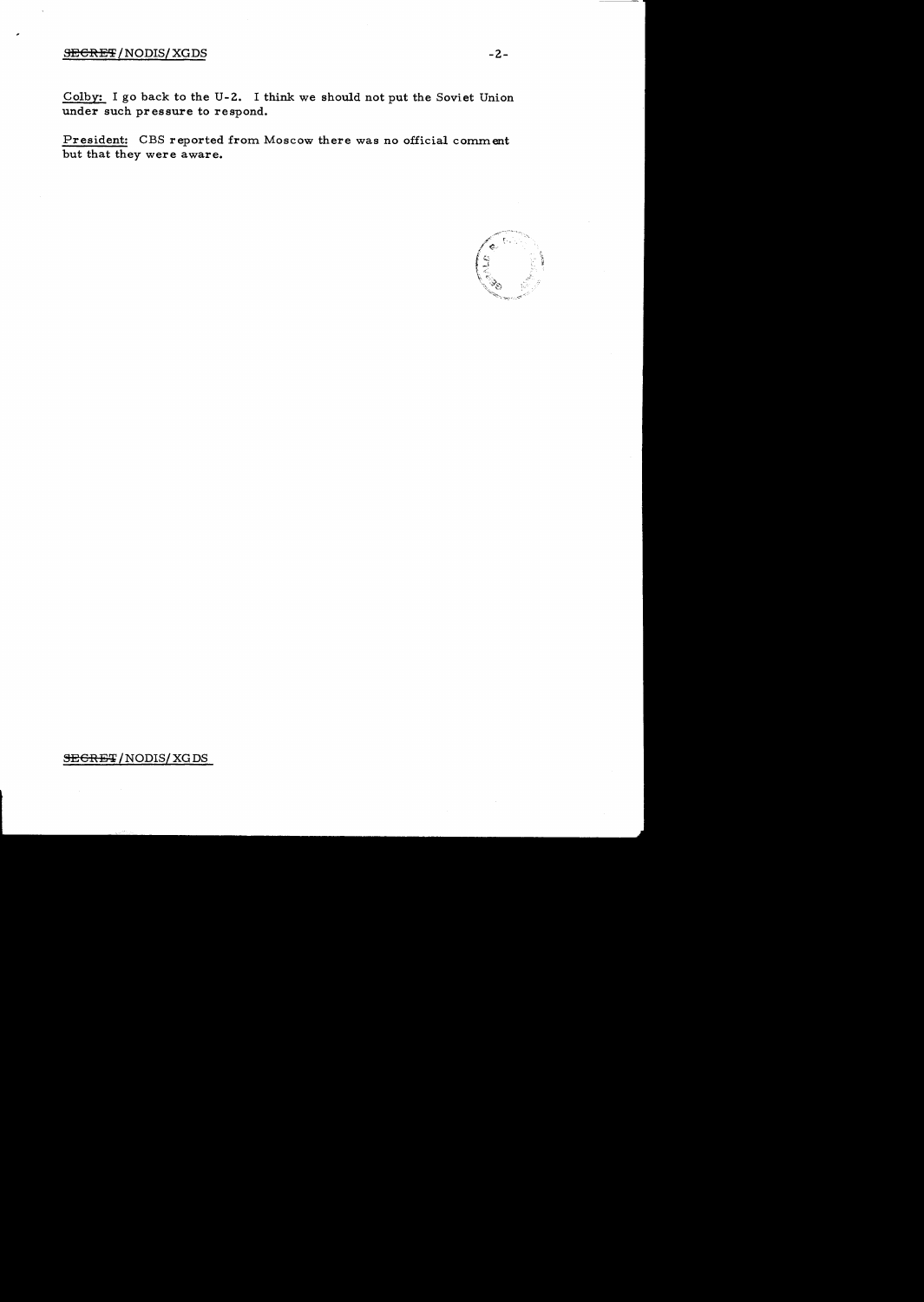Colby: I go back to the U-2. I think we should not put the Soviet Union under such pressure to respond.

President: CBS reported from Moscow there was no official comment but that they were aware.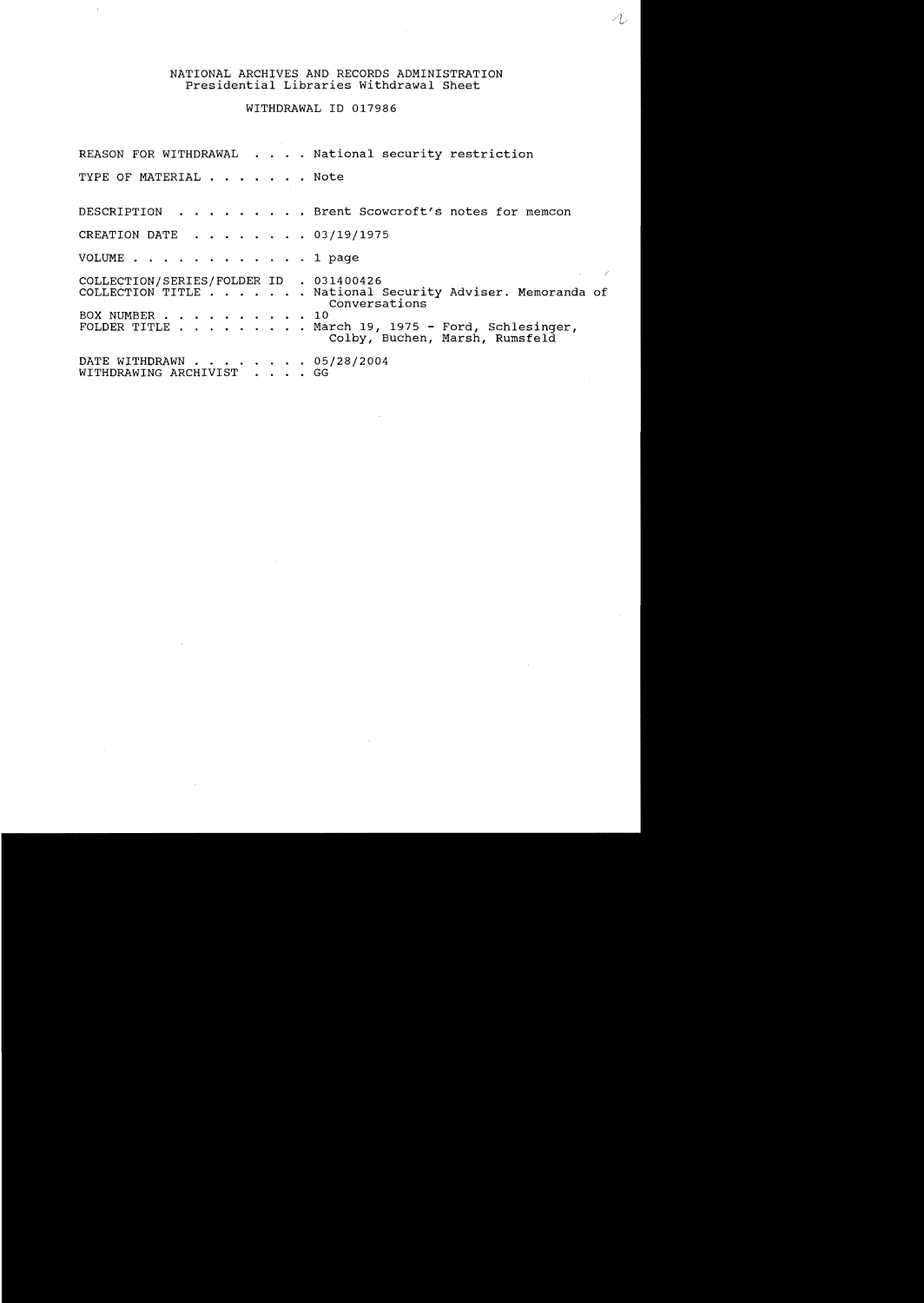NATIONAL ARCHIVES AND RECORDS ADMINISTRATION
Presidential Libraries Withdrawal Sheet

WITHDRAWAL ID 017986

REASON FOR WITHDRAWAL . . . . National security restriction

TYPE OF MATERIAL . . . . . . . Note

DESCRIPTION . . . . . . . . . Brent Scowcroft's notes for memcon

CREATION DATE . . . . . . . . 03/19/1975

VOLUME . . . . . . . . . . . . 1 page

COLLECTION/SERIES/FOLDER ID . 031400426
COLLECTION TITLE . . . . . . . National Security Adviser. Memoranda of Conversations
BOX NUMBER . . . . . . . . . . 10
FOLDER TITLE . . . . . . . . . March 19, 1975 - Ford, Schlesinger, Colby, Buchen, Marsh, Rumsfeld

DATE WITHDRAWN . . . . . . . . 05/28/2004
WITHDRAWING ARCHIVIST . . . . GG